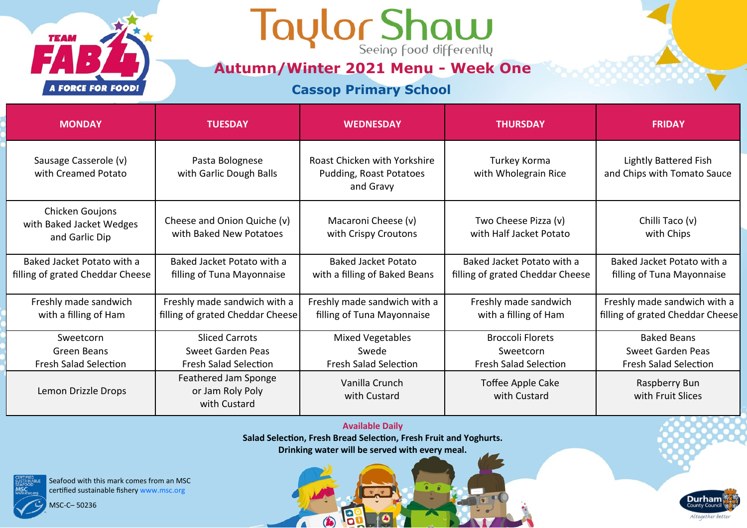TEAM FAB 4 A FORCE FOR FOOD!

# Taylor Shaw

Seeing food differently

## Autumn/Winter 2021 Menu - Week One

### Cassop Primary School

| MONDAY | TUESDAY | WEDNESDAY | THURSDAY | FRIDAY |
|---|---|---|---|---|
| Sausage Casserole (v) with Creamed Potato | Pasta Bolognese with Garlic Dough Balls | Roast Chicken with Yorkshire Pudding, Roast Potatoes and Gravy | Turkey Korma with Wholegrain Rice | Lightly Battered Fish and Chips with Tomato Sauce |
| Chicken Goujons with Baked Jacket Wedges and Garlic Dip | Cheese and Onion Quiche (v) with Baked New Potatoes | Macaroni Cheese (v) with Crispy Croutons | Two Cheese Pizza (v) with Half Jacket Potato | Chilli Taco (v) with Chips |
| Baked Jacket Potato with a filling of grated Cheddar Cheese | Baked Jacket Potato with a filling of Tuna Mayonnaise | Baked Jacket Potato with a filling of Baked Beans | Baked Jacket Potato with a filling of grated Cheddar Cheese | Baked Jacket Potato with a filling of Tuna Mayonnaise |
| Freshly made sandwich with a filling of Ham | Freshly made sandwich with a filling of grated Cheddar Cheese | Freshly made sandwich with a filling of Tuna Mayonnaise | Freshly made sandwich with a filling of Ham | Freshly made sandwich with a filling of grated Cheddar Cheese |
| Sweetcorn<br>Green Beans<br>Fresh Salad Selection | Sliced Carrots<br>Sweet Garden Peas<br>Fresh Salad Selection | Mixed Vegetables<br>Swede<br>Fresh Salad Selection | Broccoli Florets<br>Sweetcorn<br>Fresh Salad Selection | Baked Beans<br>Sweet Garden Peas<br>Fresh Salad Selection |
| Lemon Drizzle Drops | Feathered Jam Sponge or Jam Roly Poly with Custard | Vanilla Crunch with Custard | Toffee Apple Cake with Custard | Raspberry Bun with Fruit Slices |

**Available Daily**

**Salad Selection, Fresh Bread Selection, Fresh Fruit and Yoghurts.**

**Drinking water will be served with every meal.**

Seafood with this mark comes from an MSC certified sustainable fishery www.msc.org

MSC-C– 50236

Durham County Council — Altogether better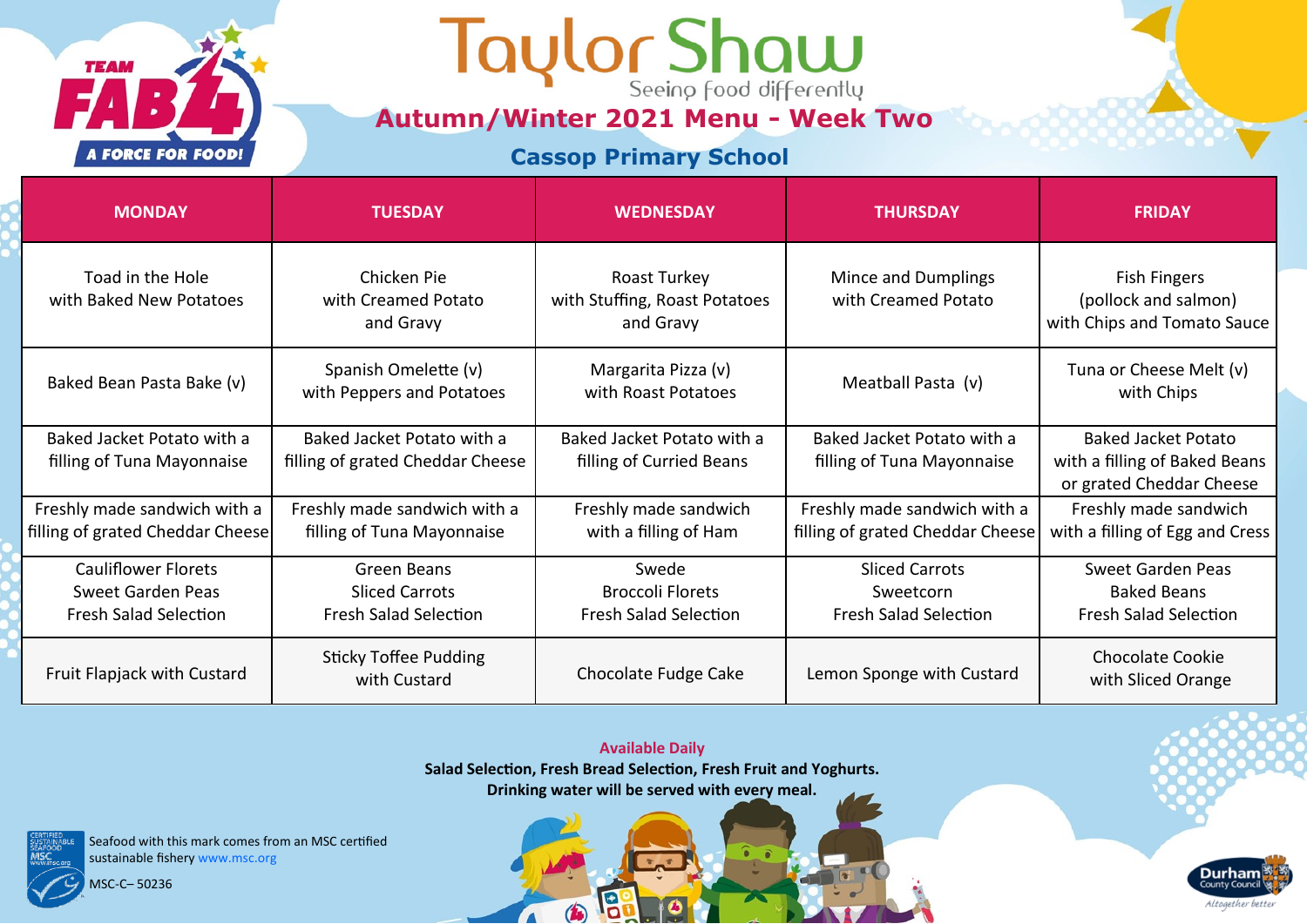# Taylor Shaw

Seeing food differently

TEAM FAB 4 — A FORCE FOR FOOD!

## Autumn/Winter 2021 Menu - Week Two

### Cassop Primary School

| MONDAY | TUESDAY | WEDNESDAY | THURSDAY | FRIDAY |
|---|---|---|---|---|
| Toad in the Hole with Baked New Potatoes | Chicken Pie with Creamed Potato and Gravy | Roast Turkey with Stuffing, Roast Potatoes and Gravy | Mince and Dumplings with Creamed Potato | Fish Fingers (pollock and salmon) with Chips and Tomato Sauce |
| Baked Bean Pasta Bake (v) | Spanish Omelette (v) with Peppers and Potatoes | Margarita Pizza (v) with Roast Potatoes | Meatball Pasta (v) | Tuna or Cheese Melt (v) with Chips |
| Baked Jacket Potato with a filling of Tuna Mayonnaise | Baked Jacket Potato with a filling of grated Cheddar Cheese | Baked Jacket Potato with a filling of Curried Beans | Baked Jacket Potato with a filling of Tuna Mayonnaise | Baked Jacket Potato with a filling of Baked Beans or grated Cheddar Cheese |
| Freshly made sandwich with a filling of grated Cheddar Cheese | Freshly made sandwich with a filling of Tuna Mayonnaise | Freshly made sandwich with a filling of Ham | Freshly made sandwich with a filling of grated Cheddar Cheese | Freshly made sandwich with a filling of Egg and Cress |
| Cauliflower Florets<br>Sweet Garden Peas<br>Fresh Salad Selection | Green Beans<br>Sliced Carrots<br>Fresh Salad Selection | Swede<br>Broccoli Florets<br>Fresh Salad Selection | Sliced Carrots<br>Sweetcorn<br>Fresh Salad Selection | Sweet Garden Peas<br>Baked Beans<br>Fresh Salad Selection |
| Fruit Flapjack with Custard | Sticky Toffee Pudding with Custard | Chocolate Fudge Cake | Lemon Sponge with Custard | Chocolate Cookie with Sliced Orange |

**Available Daily**

**Salad Selection, Fresh Bread Selection, Fresh Fruit and Yoghurts.**

**Drinking water will be served with every meal.**

Seafood with this mark comes from an MSC certified sustainable fishery www.msc.org

MSC-C– 50236

Durham County Council — Altogether better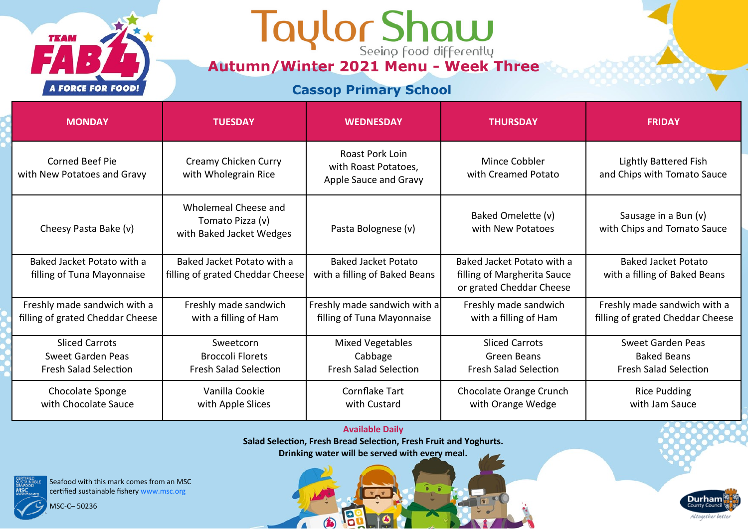TEAM FAB 4 A FORCE FOR FOOD!

# Taylor Shaw

Seeing food differently

## Autumn/Winter 2021 Menu - Week Three

### Cassop Primary School

| MONDAY | TUESDAY | WEDNESDAY | THURSDAY | FRIDAY |
|---|---|---|---|---|
| Corned Beef Pie with New Potatoes and Gravy | Creamy Chicken Curry with Wholegrain Rice | Roast Pork Loin with Roast Potatoes, Apple Sauce and Gravy | Mince Cobbler with Creamed Potato | Lightly Battered Fish and Chips with Tomato Sauce |
| Cheesy Pasta Bake (v) | Wholemeal Cheese and Tomato Pizza (v) with Baked Jacket Wedges | Pasta Bolognese (v) | Baked Omelette (v) with New Potatoes | Sausage in a Bun (v) with Chips and Tomato Sauce |
| Baked Jacket Potato with a filling of Tuna Mayonnaise | Baked Jacket Potato with a filling of grated Cheddar Cheese | Baked Jacket Potato with a filling of Baked Beans | Baked Jacket Potato with a filling of Margherita Sauce or grated Cheddar Cheese | Baked Jacket Potato with a filling of Baked Beans |
| Freshly made sandwich with a filling of grated Cheddar Cheese | Freshly made sandwich with a filling of Ham | Freshly made sandwich with a filling of Tuna Mayonnaise | Freshly made sandwich with a filling of Ham | Freshly made sandwich with a filling of grated Cheddar Cheese |
| Sliced Carrots<br>Sweet Garden Peas<br>Fresh Salad Selection | Sweetcorn<br>Broccoli Florets<br>Fresh Salad Selection | Mixed Vegetables<br>Cabbage<br>Fresh Salad Selection | Sliced Carrots<br>Green Beans<br>Fresh Salad Selection | Sweet Garden Peas<br>Baked Beans<br>Fresh Salad Selection |
| Chocolate Sponge with Chocolate Sauce | Vanilla Cookie with Apple Slices | Cornflake Tart with Custard | Chocolate Orange Crunch with Orange Wedge | Rice Pudding with Jam Sauce |

**Available Daily**

**Salad Selection, Fresh Bread Selection, Fresh Fruit and Yoghurts.**

**Drinking water will be served with every meal.**

Seafood with this mark comes from an MSC certified sustainable fishery www.msc.org

MSC-C– 50236

Durham County Council — Altogether better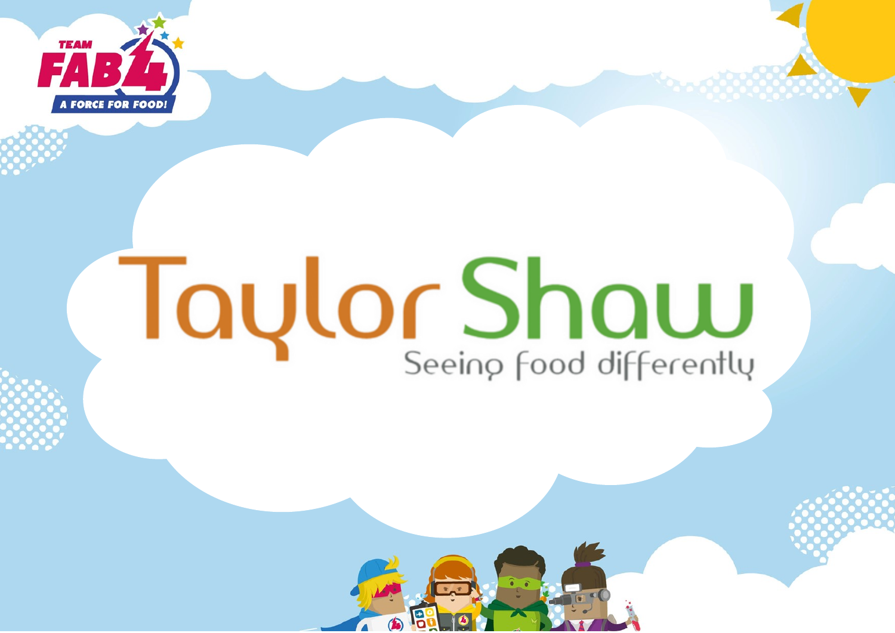TEAM FAB 4

A FORCE FOR FOOD!

# Taylor Shaw

Seeing food differently